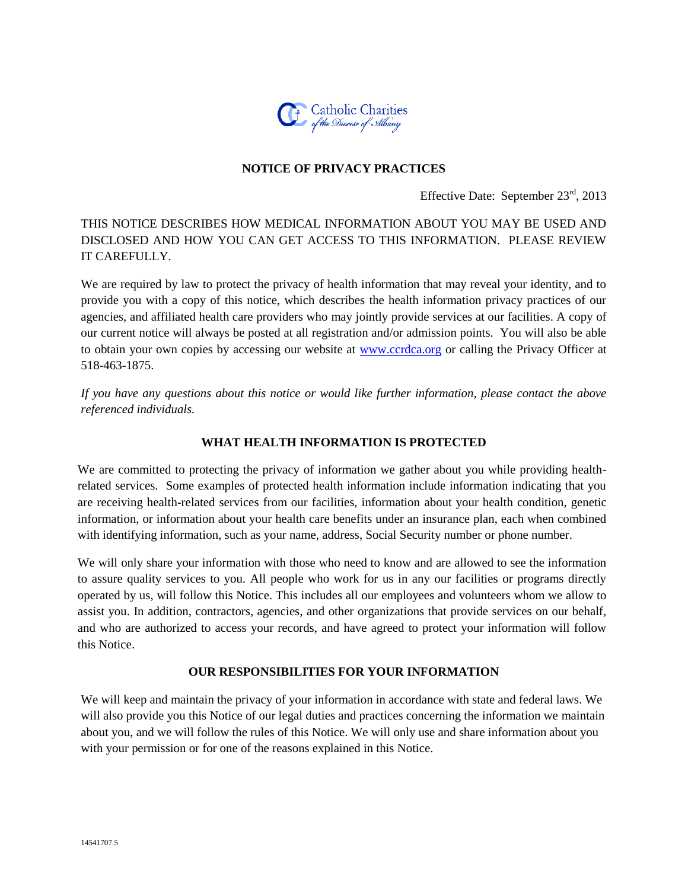Catholic Charities of the Diocese of Albany

# NOTICE OF PRIVACY PRACTICES

Effective Date: September 23rd, 2013

THIS NOTICE DESCRIBES HOW MEDICAL INFORMATION ABOUT YOU MAY BE USED AND DISCLOSED AND HOW YOU CAN GET ACCESS TO THIS INFORMATION. PLEASE REVIEW IT CAREFULLY.

We are required by law to protect the privacy of health information that may reveal your identity, and to provide you with a copy of this notice, which describes the health information privacy practices of our agencies, and affiliated health care providers who may jointly provide services at our facilities. A copy of our current notice will always be posted at all registration and/or admission points. You will also be able to obtain your own copies by accessing our website at [www.ccrdca.org](http://www.ccrdca.org) or calling the Privacy Officer at 518-463-1875.

*If you have any questions about this notice or would like further information, please contact the above referenced individuals.*

## WHAT HEALTH INFORMATION IS PROTECTED

We are committed to protecting the privacy of information we gather about you while providing health-related services. Some examples of protected health information include information indicating that you are receiving health-related services from our facilities, information about your health condition, genetic information, or information about your health care benefits under an insurance plan, each when combined with identifying information, such as your name, address, Social Security number or phone number.

We will only share your information with those who need to know and are allowed to see the information to assure quality services to you. All people who work for us in any our facilities or programs directly operated by us, will follow this Notice. This includes all our employees and volunteers whom we allow to assist you. In addition, contractors, agencies, and other organizations that provide services on our behalf, and who are authorized to access your records, and have agreed to protect your information will follow this Notice.

## OUR RESPONSIBILITIES FOR YOUR INFORMATION

We will keep and maintain the privacy of your information in accordance with state and federal laws. We will also provide you this Notice of our legal duties and practices concerning the information we maintain about you, and we will follow the rules of this Notice. We will only use and share information about you with your permission or for one of the reasons explained in this Notice.

14541707.5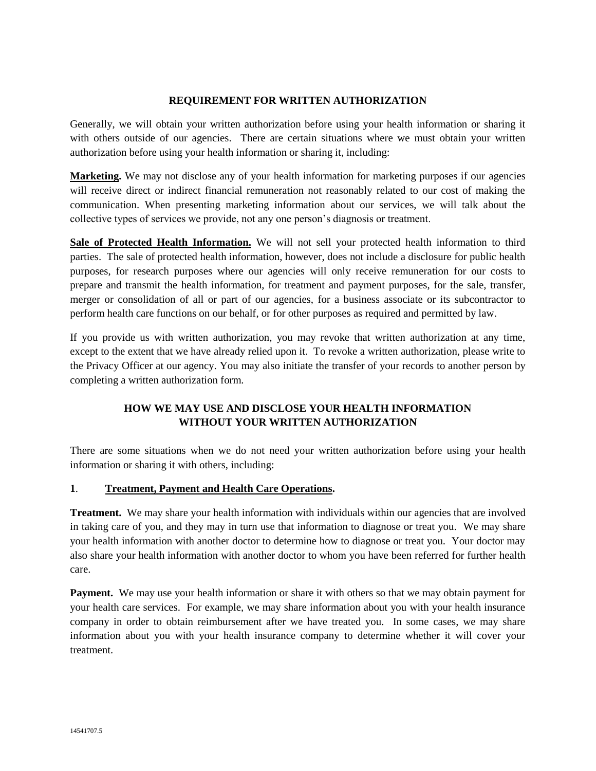## REQUIREMENT FOR WRITTEN AUTHORIZATION

Generally, we will obtain your written authorization before using your health information or sharing it with others outside of our agencies. There are certain situations where we must obtain your written authorization before using your health information or sharing it, including:

**Marketing.** We may not disclose any of your health information for marketing purposes if our agencies will receive direct or indirect financial remuneration not reasonably related to our cost of making the communication. When presenting marketing information about our services, we will talk about the collective types of services we provide, not any one person's diagnosis or treatment.

**Sale of Protected Health Information.** We will not sell your protected health information to third parties. The sale of protected health information, however, does not include a disclosure for public health purposes, for research purposes where our agencies will only receive remuneration for our costs to prepare and transmit the health information, for treatment and payment purposes, for the sale, transfer, merger or consolidation of all or part of our agencies, for a business associate or its subcontractor to perform health care functions on our behalf, or for other purposes as required and permitted by law.

If you provide us with written authorization, you may revoke that written authorization at any time, except to the extent that we have already relied upon it. To revoke a written authorization, please write to the Privacy Officer at our agency. You may also initiate the transfer of your records to another person by completing a written authorization form.

## HOW WE MAY USE AND DISCLOSE YOUR HEALTH INFORMATION WITHOUT YOUR WRITTEN AUTHORIZATION

There are some situations when we do not need your written authorization before using your health information or sharing it with others, including:

### 1. Treatment, Payment and Health Care Operations.

**Treatment.** We may share your health information with individuals within our agencies that are involved in taking care of you, and they may in turn use that information to diagnose or treat you. We may share your health information with another doctor to determine how to diagnose or treat you. Your doctor may also share your health information with another doctor to whom you have been referred for further health care.

**Payment.** We may use your health information or share it with others so that we may obtain payment for your health care services. For example, we may share information about you with your health insurance company in order to obtain reimbursement after we have treated you. In some cases, we may share information about you with your health insurance company to determine whether it will cover your treatment.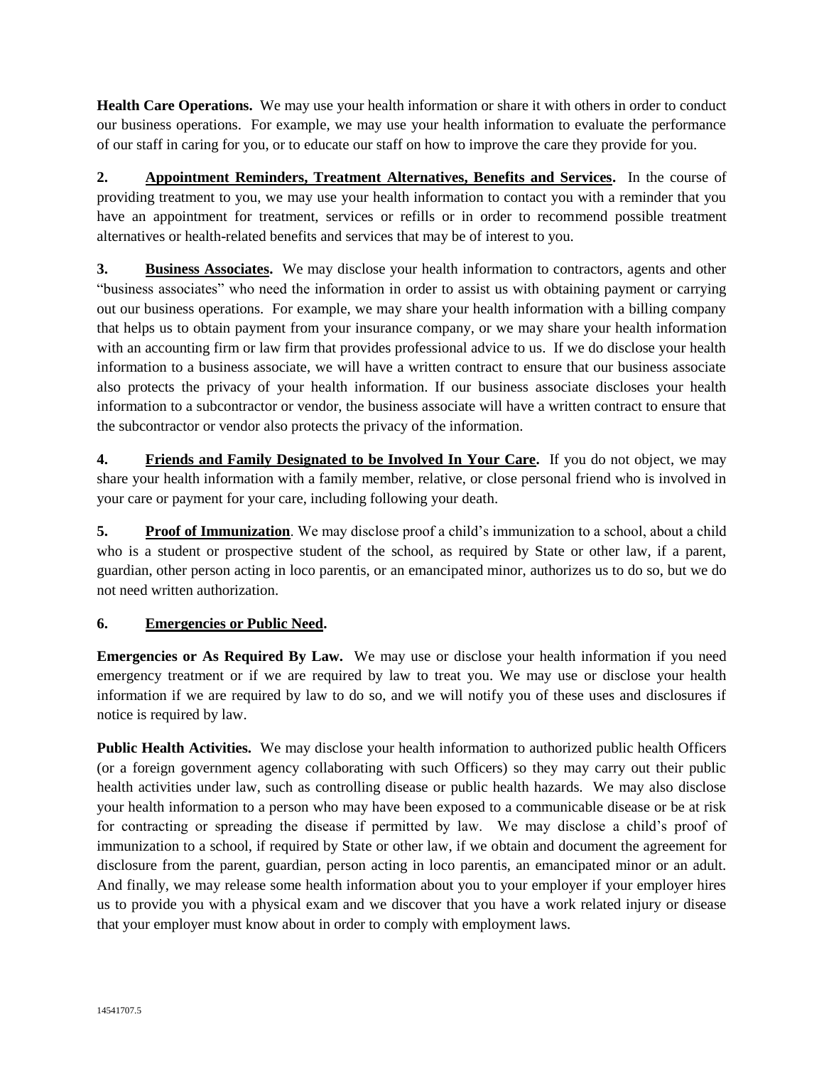**Health Care Operations.** We may use your health information or share it with others in order to conduct our business operations. For example, we may use your health information to evaluate the performance of our staff in caring for you, or to educate our staff on how to improve the care they provide for you.

**2. <u>Appointment Reminders, Treatment Alternatives, Benefits and Services</u>.** In the course of providing treatment to you, we may use your health information to contact you with a reminder that you have an appointment for treatment, services or refills or in order to recommend possible treatment alternatives or health-related benefits and services that may be of interest to you.

**3. <u>Business Associates</u>.** We may disclose your health information to contractors, agents and other "business associates" who need the information in order to assist us with obtaining payment or carrying out our business operations. For example, we may share your health information with a billing company that helps us to obtain payment from your insurance company, or we may share your health information with an accounting firm or law firm that provides professional advice to us. If we do disclose your health information to a business associate, we will have a written contract to ensure that our business associate also protects the privacy of your health information. If our business associate discloses your health information to a subcontractor or vendor, the business associate will have a written contract to ensure that the subcontractor or vendor also protects the privacy of the information.

**4. <u>Friends and Family Designated to be Involved In Your Care</u>.** If you do not object, we may share your health information with a family member, relative, or close personal friend who is involved in your care or payment for your care, including following your death.

**5. <u>Proof of Immunization</u>**. We may disclose proof a child's immunization to a school, about a child who is a student or prospective student of the school, as required by State or other law, if a parent, guardian, other person acting in loco parentis, or an emancipated minor, authorizes us to do so, but we do not need written authorization.

**6. <u>Emergencies or Public Need</u>.**

**Emergencies or As Required By Law.** We may use or disclose your health information if you need emergency treatment or if we are required by law to treat you. We may use or disclose your health information if we are required by law to do so, and we will notify you of these uses and disclosures if notice is required by law.

**Public Health Activities.** We may disclose your health information to authorized public health Officers (or a foreign government agency collaborating with such Officers) so they may carry out their public health activities under law, such as controlling disease or public health hazards. We may also disclose your health information to a person who may have been exposed to a communicable disease or be at risk for contracting or spreading the disease if permitted by law. We may disclose a child's proof of immunization to a school, if required by State or other law, if we obtain and document the agreement for disclosure from the parent, guardian, person acting in loco parentis, an emancipated minor or an adult. And finally, we may release some health information about you to your employer if your employer hires us to provide you with a physical exam and we discover that you have a work related injury or disease that your employer must know about in order to comply with employment laws.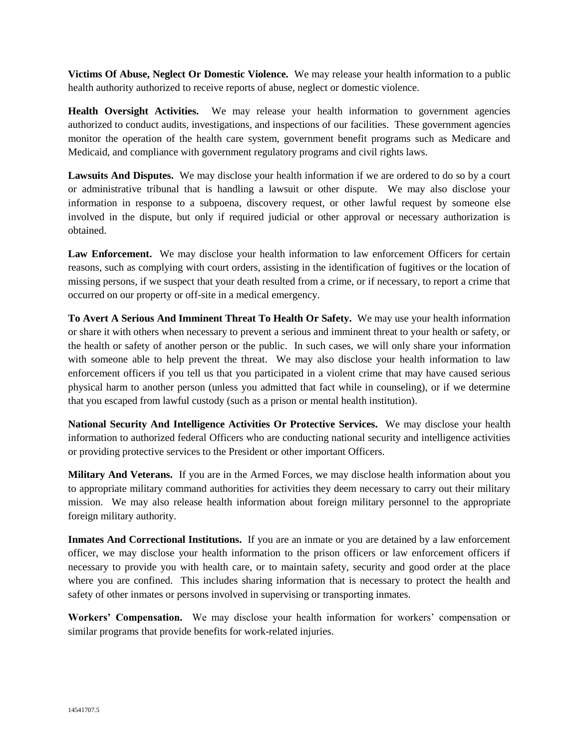**Victims Of Abuse, Neglect Or Domestic Violence.** We may release your health information to a public health authority authorized to receive reports of abuse, neglect or domestic violence.

**Health Oversight Activities.** We may release your health information to government agencies authorized to conduct audits, investigations, and inspections of our facilities. These government agencies monitor the operation of the health care system, government benefit programs such as Medicare and Medicaid, and compliance with government regulatory programs and civil rights laws.

**Lawsuits And Disputes.** We may disclose your health information if we are ordered to do so by a court or administrative tribunal that is handling a lawsuit or other dispute. We may also disclose your information in response to a subpoena, discovery request, or other lawful request by someone else involved in the dispute, but only if required judicial or other approval or necessary authorization is obtained.

**Law Enforcement.** We may disclose your health information to law enforcement Officers for certain reasons, such as complying with court orders, assisting in the identification of fugitives or the location of missing persons, if we suspect that your death resulted from a crime, or if necessary, to report a crime that occurred on our property or off-site in a medical emergency.

**To Avert A Serious And Imminent Threat To Health Or Safety.** We may use your health information or share it with others when necessary to prevent a serious and imminent threat to your health or safety, or the health or safety of another person or the public. In such cases, we will only share your information with someone able to help prevent the threat. We may also disclose your health information to law enforcement officers if you tell us that you participated in a violent crime that may have caused serious physical harm to another person (unless you admitted that fact while in counseling), or if we determine that you escaped from lawful custody (such as a prison or mental health institution).

**National Security And Intelligence Activities Or Protective Services.** We may disclose your health information to authorized federal Officers who are conducting national security and intelligence activities or providing protective services to the President or other important Officers.

**Military And Veterans.** If you are in the Armed Forces, we may disclose health information about you to appropriate military command authorities for activities they deem necessary to carry out their military mission. We may also release health information about foreign military personnel to the appropriate foreign military authority.

**Inmates And Correctional Institutions.** If you are an inmate or you are detained by a law enforcement officer, we may disclose your health information to the prison officers or law enforcement officers if necessary to provide you with health care, or to maintain safety, security and good order at the place where you are confined. This includes sharing information that is necessary to protect the health and safety of other inmates or persons involved in supervising or transporting inmates.

**Workers' Compensation.** We may disclose your health information for workers' compensation or similar programs that provide benefits for work-related injuries.

14541707.5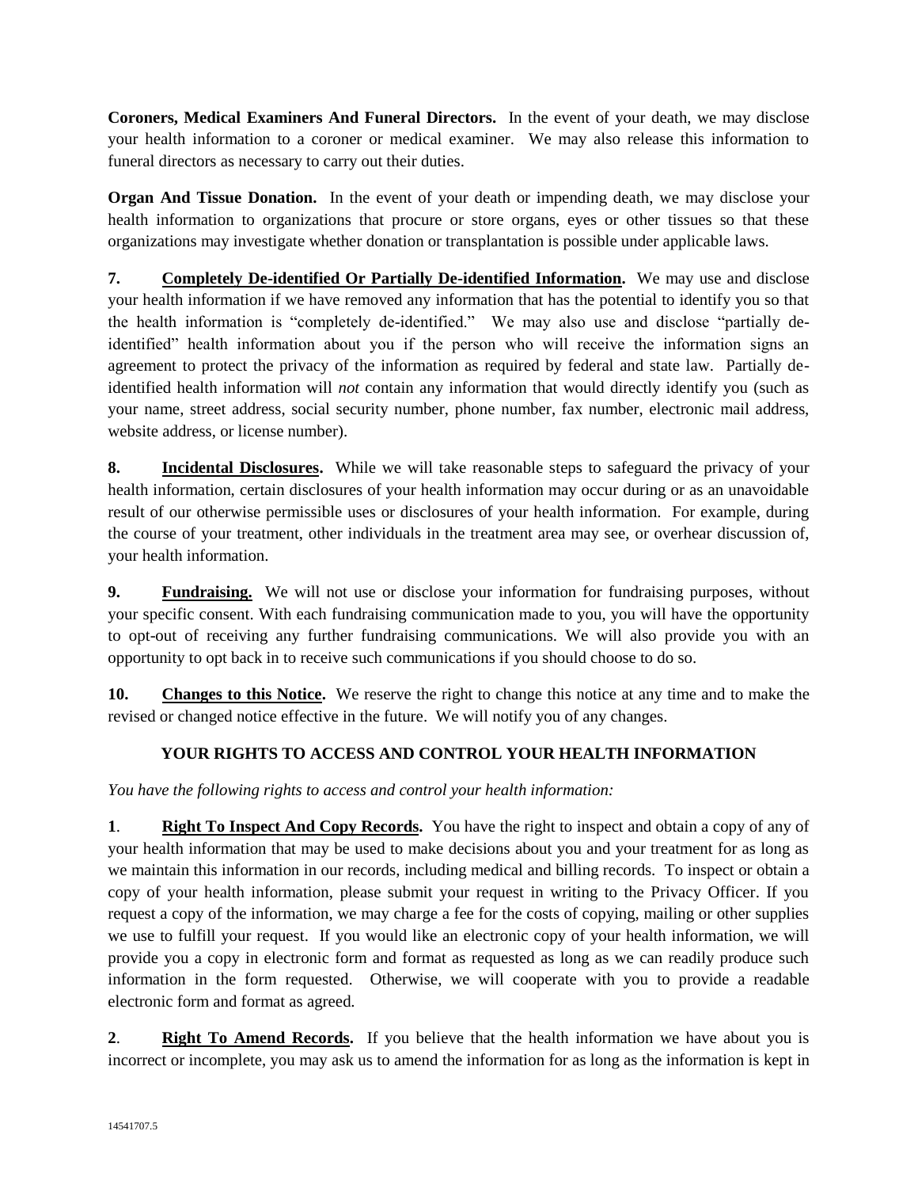**Coroners, Medical Examiners And Funeral Directors.** In the event of your death, we may disclose your health information to a coroner or medical examiner. We may also release this information to funeral directors as necessary to carry out their duties.

**Organ And Tissue Donation.** In the event of your death or impending death, we may disclose your health information to organizations that procure or store organs, eyes or other tissues so that these organizations may investigate whether donation or transplantation is possible under applicable laws.

**7. Completely De-identified Or Partially De-identified Information.** We may use and disclose your health information if we have removed any information that has the potential to identify you so that the health information is "completely de-identified." We may also use and disclose "partially de-identified" health information about you if the person who will receive the information signs an agreement to protect the privacy of the information as required by federal and state law. Partially de-identified health information will *not* contain any information that would directly identify you (such as your name, street address, social security number, phone number, fax number, electronic mail address, website address, or license number).

**8. Incidental Disclosures.** While we will take reasonable steps to safeguard the privacy of your health information, certain disclosures of your health information may occur during or as an unavoidable result of our otherwise permissible uses or disclosures of your health information. For example, during the course of your treatment, other individuals in the treatment area may see, or overhear discussion of, your health information.

**9. Fundraising.** We will not use or disclose your information for fundraising purposes, without your specific consent. With each fundraising communication made to you, you will have the opportunity to opt-out of receiving any further fundraising communications. We will also provide you with an opportunity to opt back in to receive such communications if you should choose to do so.

**10. Changes to this Notice.** We reserve the right to change this notice at any time and to make the revised or changed notice effective in the future. We will notify you of any changes.

## YOUR RIGHTS TO ACCESS AND CONTROL YOUR HEALTH INFORMATION

*You have the following rights to access and control your health information:*

**1. Right To Inspect And Copy Records.** You have the right to inspect and obtain a copy of any of your health information that may be used to make decisions about you and your treatment for as long as we maintain this information in our records, including medical and billing records. To inspect or obtain a copy of your health information, please submit your request in writing to the Privacy Officer. If you request a copy of the information, we may charge a fee for the costs of copying, mailing or other supplies we use to fulfill your request. If you would like an electronic copy of your health information, we will provide you a copy in electronic form and format as requested as long as we can readily produce such information in the form requested. Otherwise, we will cooperate with you to provide a readable electronic form and format as agreed.

**2. Right To Amend Records.** If you believe that the health information we have about you is incorrect or incomplete, you may ask us to amend the information for as long as the information is kept in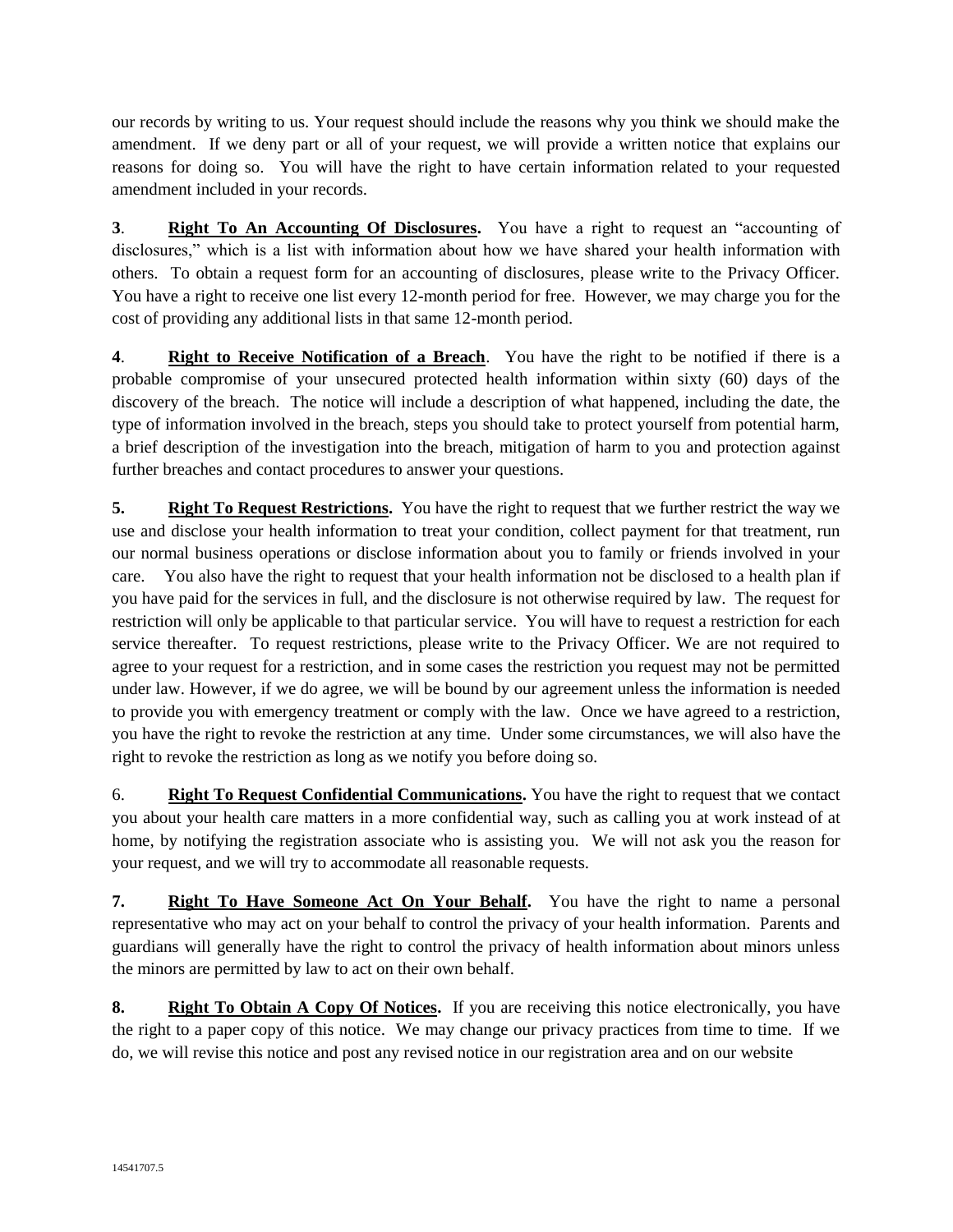our records by writing to us. Your request should include the reasons why you think we should make the amendment. If we deny part or all of your request, we will provide a written notice that explains our reasons for doing so. You will have the right to have certain information related to your requested amendment included in your records.

**3**. **Right To An Accounting Of Disclosures.** You have a right to request an "accounting of disclosures," which is a list with information about how we have shared your health information with others. To obtain a request form for an accounting of disclosures, please write to the Privacy Officer. You have a right to receive one list every 12-month period for free. However, we may charge you for the cost of providing any additional lists in that same 12-month period.

**4**. **Right to Receive Notification of a Breach**. You have the right to be notified if there is a probable compromise of your unsecured protected health information within sixty (60) days of the discovery of the breach. The notice will include a description of what happened, including the date, the type of information involved in the breach, steps you should take to protect yourself from potential harm, a brief description of the investigation into the breach, mitigation of harm to you and protection against further breaches and contact procedures to answer your questions.

**5.** **Right To Request Restrictions.** You have the right to request that we further restrict the way we use and disclose your health information to treat your condition, collect payment for that treatment, run our normal business operations or disclose information about you to family or friends involved in your care. You also have the right to request that your health information not be disclosed to a health plan if you have paid for the services in full, and the disclosure is not otherwise required by law. The request for restriction will only be applicable to that particular service. You will have to request a restriction for each service thereafter. To request restrictions, please write to the Privacy Officer. We are not required to agree to your request for a restriction, and in some cases the restriction you request may not be permitted under law. However, if we do agree, we will be bound by our agreement unless the information is needed to provide you with emergency treatment or comply with the law. Once we have agreed to a restriction, you have the right to revoke the restriction at any time. Under some circumstances, we will also have the right to revoke the restriction as long as we notify you before doing so.

6. **Right To Request Confidential Communications.** You have the right to request that we contact you about your health care matters in a more confidential way, such as calling you at work instead of at home, by notifying the registration associate who is assisting you. We will not ask you the reason for your request, and we will try to accommodate all reasonable requests.

**7.** **Right To Have Someone Act On Your Behalf.** You have the right to name a personal representative who may act on your behalf to control the privacy of your health information. Parents and guardians will generally have the right to control the privacy of health information about minors unless the minors are permitted by law to act on their own behalf.

**8.** **Right To Obtain A Copy Of Notices.** If you are receiving this notice electronically, you have the right to a paper copy of this notice. We may change our privacy practices from time to time. If we do, we will revise this notice and post any revised notice in our registration area and on our website

14541707.5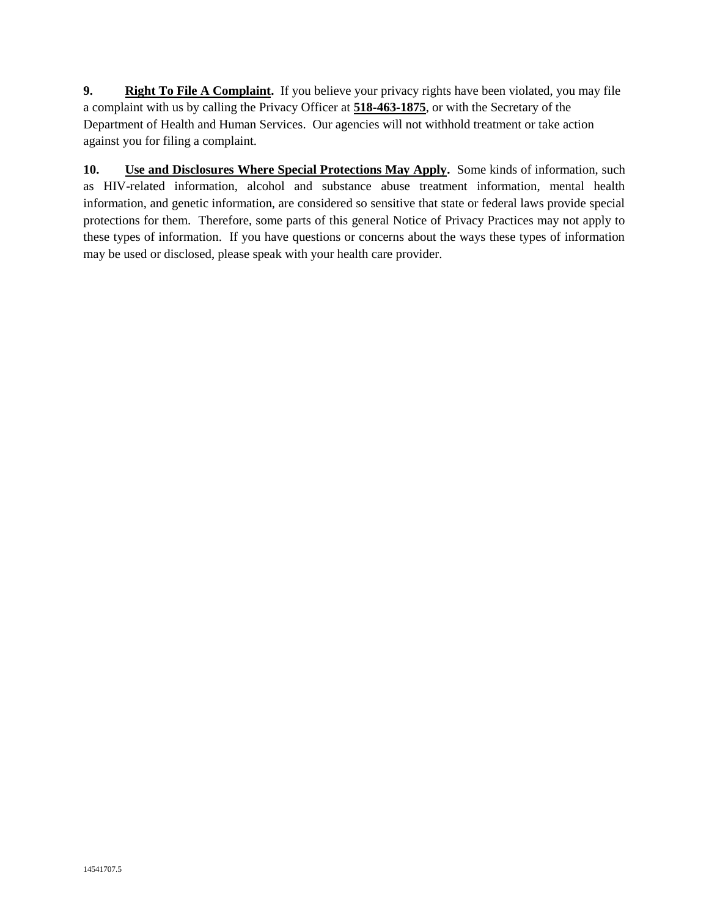**9.** **<u>Right To File A Complaint</u>.** If you believe your privacy rights have been violated, you may file a complaint with us by calling the Privacy Officer at **<u>518-463-1875</u>**, or with the Secretary of the Department of Health and Human Services. Our agencies will not withhold treatment or take action against you for filing a complaint.

**10.** **<u>Use and Disclosures Where Special Protections May Apply</u>.** Some kinds of information, such as HIV-related information, alcohol and substance abuse treatment information, mental health information, and genetic information, are considered so sensitive that state or federal laws provide special protections for them. Therefore, some parts of this general Notice of Privacy Practices may not apply to these types of information. If you have questions or concerns about the ways these types of information may be used or disclosed, please speak with your health care provider.

14541707.5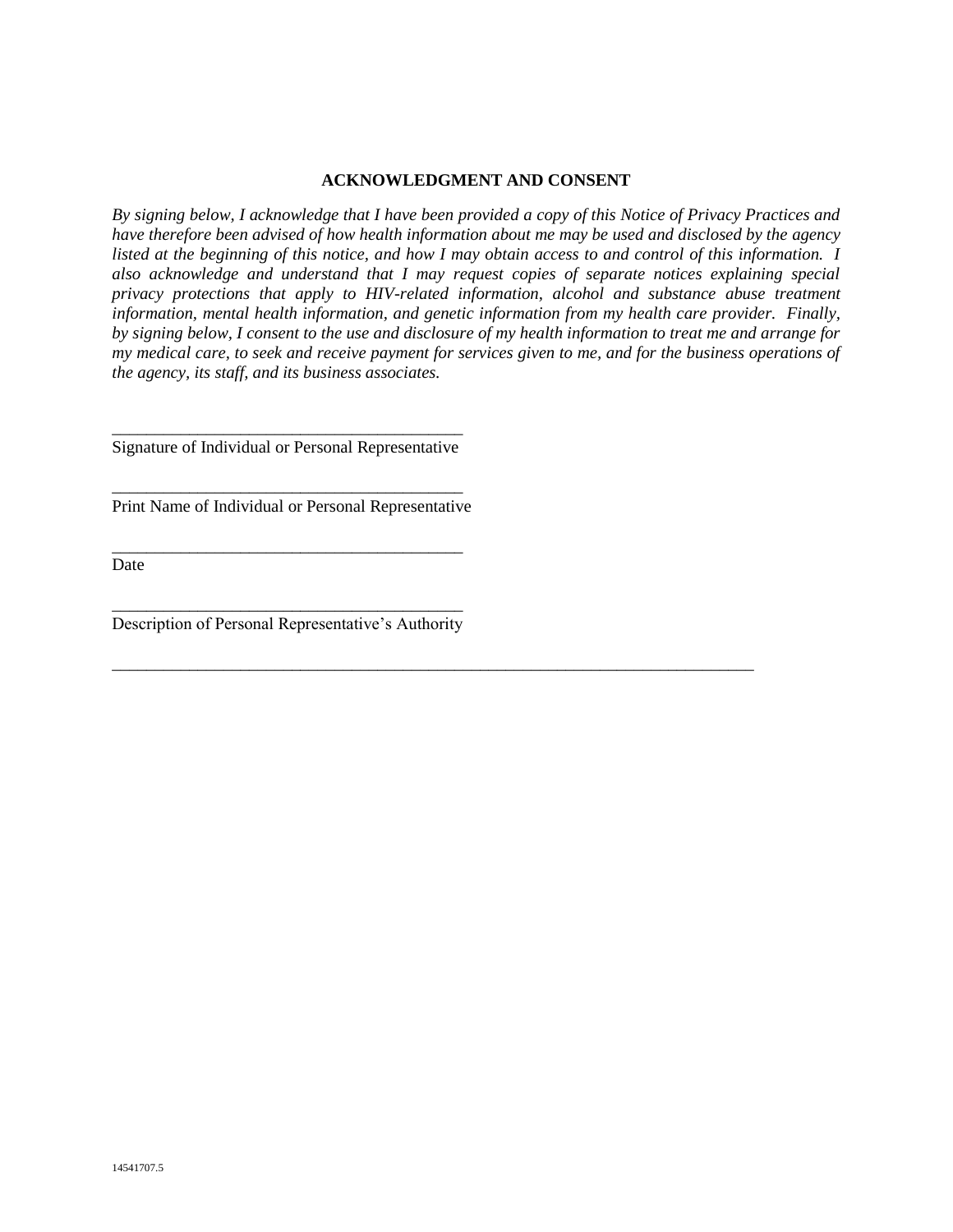**ACKNOWLEDGMENT AND CONSENT**

*By signing below, I acknowledge that I have been provided a copy of this Notice of Privacy Practices and have therefore been advised of how health information about me may be used and disclosed by the agency listed at the beginning of this notice, and how I may obtain access to and control of this information. I also acknowledge and understand that I may request copies of separate notices explaining special privacy protections that apply to HIV-related information, alcohol and substance abuse treatment information, mental health information, and genetic information from my health care provider. Finally, by signing below, I consent to the use and disclosure of my health information to treat me and arrange for my medical care, to seek and receive payment for services given to me, and for the business operations of the agency, its staff, and its business associates.*

\_\_\_\_\_\_\_\_\_\_\_\_\_\_\_\_\_\_\_\_\_\_\_\_\_\_\_\_\_\_\_\_\_\_\_\_\_\_\_\_\_
Signature of Individual or Personal Representative

\_\_\_\_\_\_\_\_\_\_\_\_\_\_\_\_\_\_\_\_\_\_\_\_\_\_\_\_\_\_\_\_\_\_\_\_\_\_\_\_\_
Print Name of Individual or Personal Representative

\_\_\_\_\_\_\_\_\_\_\_\_\_\_\_\_\_\_\_\_\_\_\_\_\_\_\_\_\_\_\_\_\_\_\_\_\_\_\_\_\_
Date

\_\_\_\_\_\_\_\_\_\_\_\_\_\_\_\_\_\_\_\_\_\_\_\_\_\_\_\_\_\_\_\_\_\_\_\_\_\_\_\_\_
Description of Personal Representative's Authority

\_\_\_\_\_\_\_\_\_\_\_\_\_\_\_\_\_\_\_\_\_\_\_\_\_\_\_\_\_\_\_\_\_\_\_\_\_\_\_\_\_\_\_\_\_\_\_\_\_\_\_\_\_\_\_\_\_\_\_\_\_\_\_\_\_\_\_\_\_\_\_\_\_\_\_\_\_

14541707.5